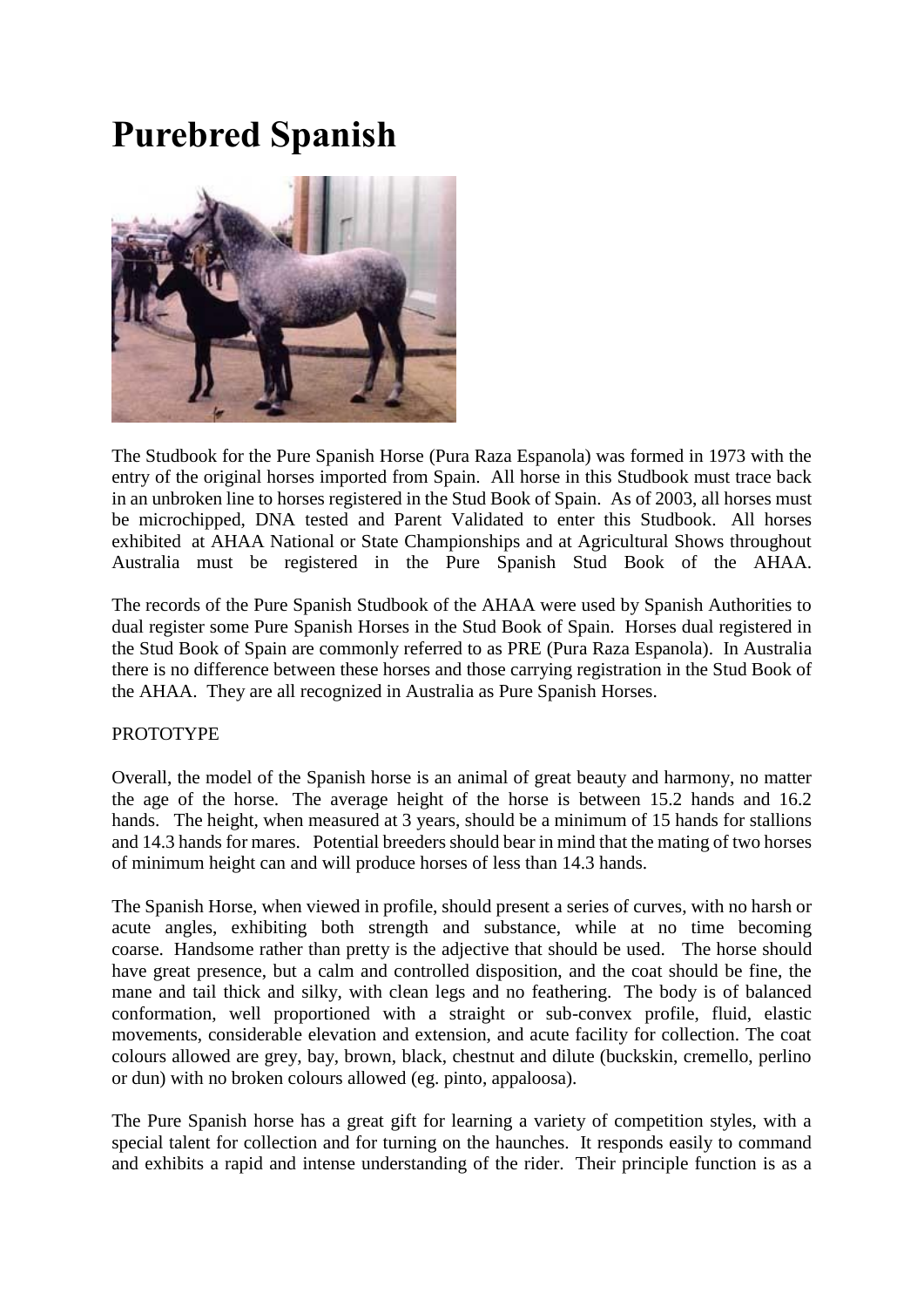# Purebred Spanish

The Studbook for the Pure Spanish Horse (Pura Raza Espanola) was formed in 1973 with the entry of the original horses imported from Spain. All horse in this Studbook must trace back in an unbroken line to horses registered in the Stud Book of Spain. As of 2003, all horses must be microchipped, DNA tested and Parent Validated to enter this Studbook. All horses exhibited at AHAA National or State Championships and at Agricultural Shows throughout Australia must be registered in the Pure Spanish Stud Book of the AHAA.

The records of the Pure Spanish Studbook of the AHAA were used by Spanish Authorities to dual register some Pure Spanish Horses in the Stud Book of Spain. Horses dual registered in the Stud Book of Spain are commonly referred to as PRE (Pura Raza Espanola). In Australia there is no difference between these horses and those carrying registration in the Stud Book of the AHAA. They are all recognized in Australia as Pure Spanish Horses.

PROTOTYPE

Overall, the model of the Spanish horse is an animal of great beauty and harmony, no matter the age of the horse. The average height of the horse is between 15.2 hands and 16.2 hands. The height, when measured at 3 years, should be a minimum of 15 hands for stallions and 14.3 hands for mares. Potential breeders should bear in mind that the mating of two horses of minimum height can and will produce horses of less than 14.3 hands.

The Spanish Horse, when viewed in profile, should present a series of curves, with no harsh or acute angles, exhibiting both strength and substance, while at no time becoming coarse. Handsome rather than pretty is the adjective that should be used. The horse should have great presence, but a calm and controlled disposition, and the coat should be fine, the mane and tail thick and silky, with clean legs and no feathering. The body is of balanced conformation, well proportioned with a straight or sub-convex profile, fluid, elastic movements, considerable elevation and extension, and acute facility for collection. The coat colours allowed are grey, bay, brown, black, chestnut and dilute (buckskin, cremello, perlino or dun) with no broken colours allowed (eg. pinto, appaloosa).

The Pure Spanish horse has a great gift for learning a variety of competition styles, with a special talent for collection and for turning on the haunches. It responds easily to command and exhibits a rapid and intense understanding of the rider. Their principle function is as a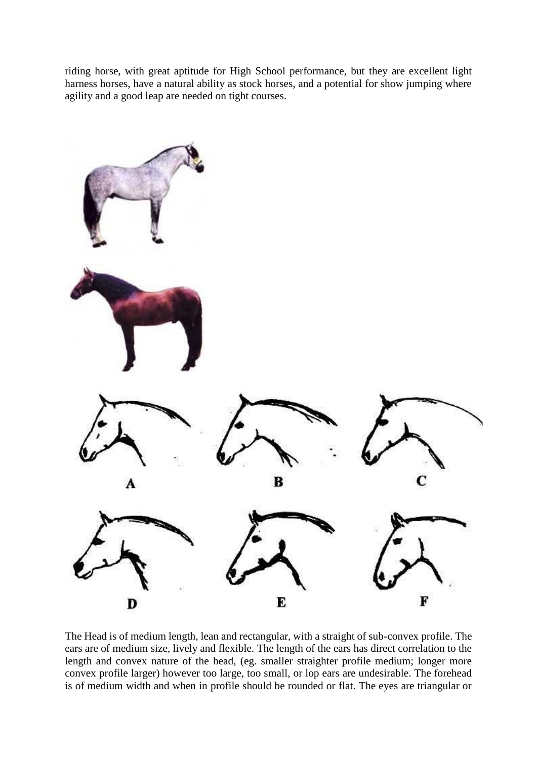riding horse, with great aptitude for High School performance, but they are excellent light harness horses, have a natural ability as stock horses, and a potential for show jumping where agility and a good leap are needed on tight courses.

A B C

D E F

The Head is of medium length, lean and rectangular, with a straight of sub-convex profile. The ears are of medium size, lively and flexible. The length of the ears has direct correlation to the length and convex nature of the head, (eg. smaller straighter profile medium; longer more convex profile larger) however too large, too small, or lop ears are undesirable. The forehead is of medium width and when in profile should be rounded or flat. The eyes are triangular or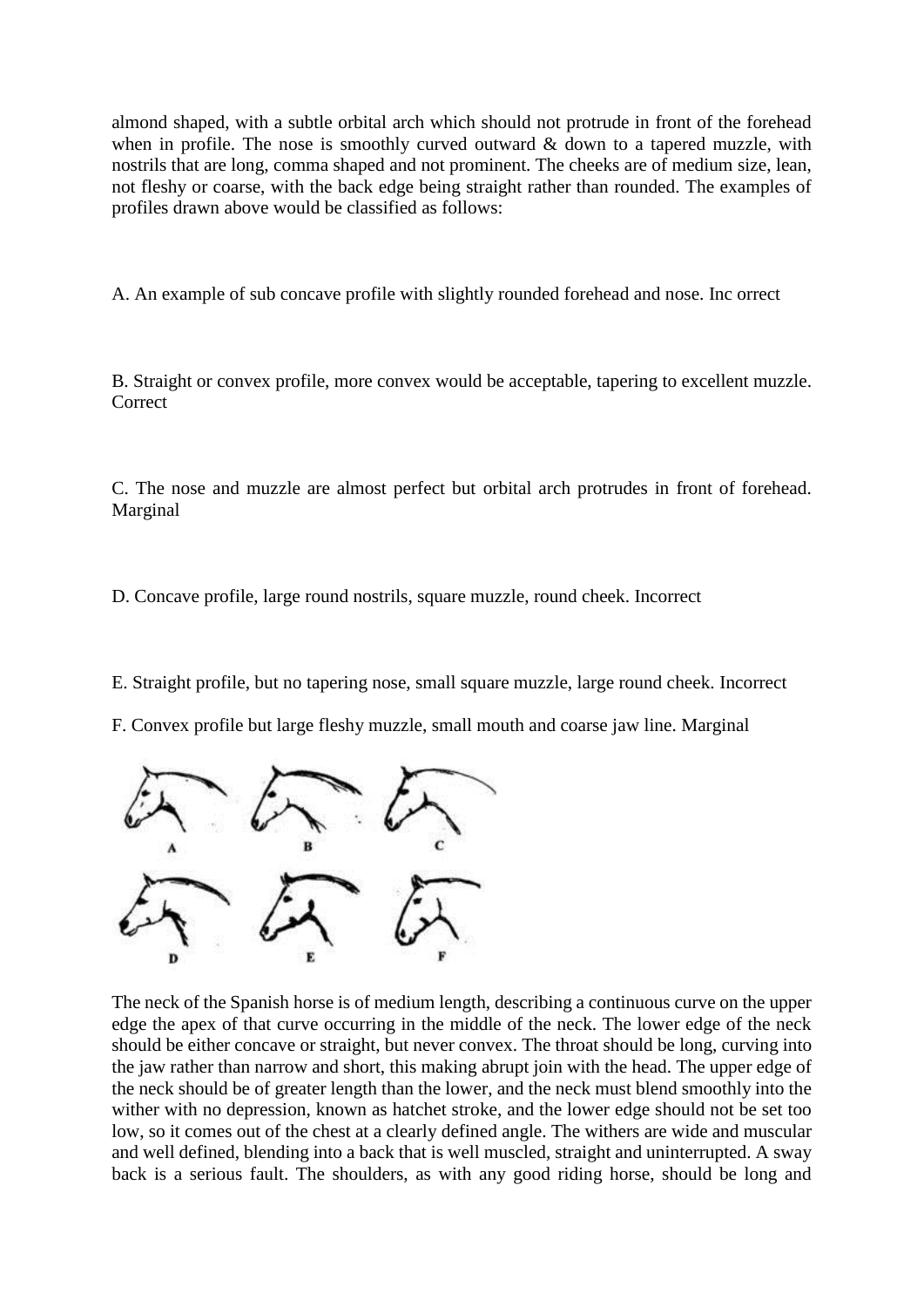almond shaped, with a subtle orbital arch which should not protrude in front of the forehead when in profile. The nose is smoothly curved outward & down to a tapered muzzle, with nostrils that are long, comma shaped and not prominent. The cheeks are of medium size, lean, not fleshy or coarse, with the back edge being straight rather than rounded. The examples of profiles drawn above would be classified as follows:

A. An example of sub concave profile with slightly rounded forehead and nose. Inc orrect

B. Straight or convex profile, more convex would be acceptable, tapering to excellent muzzle. Correct

C. The nose and muzzle are almost perfect but orbital arch protrudes in front of forehead. Marginal

D. Concave profile, large round nostrils, square muzzle, round cheek. Incorrect

E. Straight profile, but no tapering nose, small square muzzle, large round cheek. Incorrect

F. Convex profile but large fleshy muzzle, small mouth and coarse jaw line. Marginal

The neck of the Spanish horse is of medium length, describing a continuous curve on the upper edge the apex of that curve occurring in the middle of the neck. The lower edge of the neck should be either concave or straight, but never convex. The throat should be long, curving into the jaw rather than narrow and short, this making abrupt join with the head. The upper edge of the neck should be of greater length than the lower, and the neck must blend smoothly into the wither with no depression, known as hatchet stroke, and the lower edge should not be set too low, so it comes out of the chest at a clearly defined angle. The withers are wide and muscular and well defined, blending into a back that is well muscled, straight and uninterrupted. A sway back is a serious fault. The shoulders, as with any good riding horse, should be long and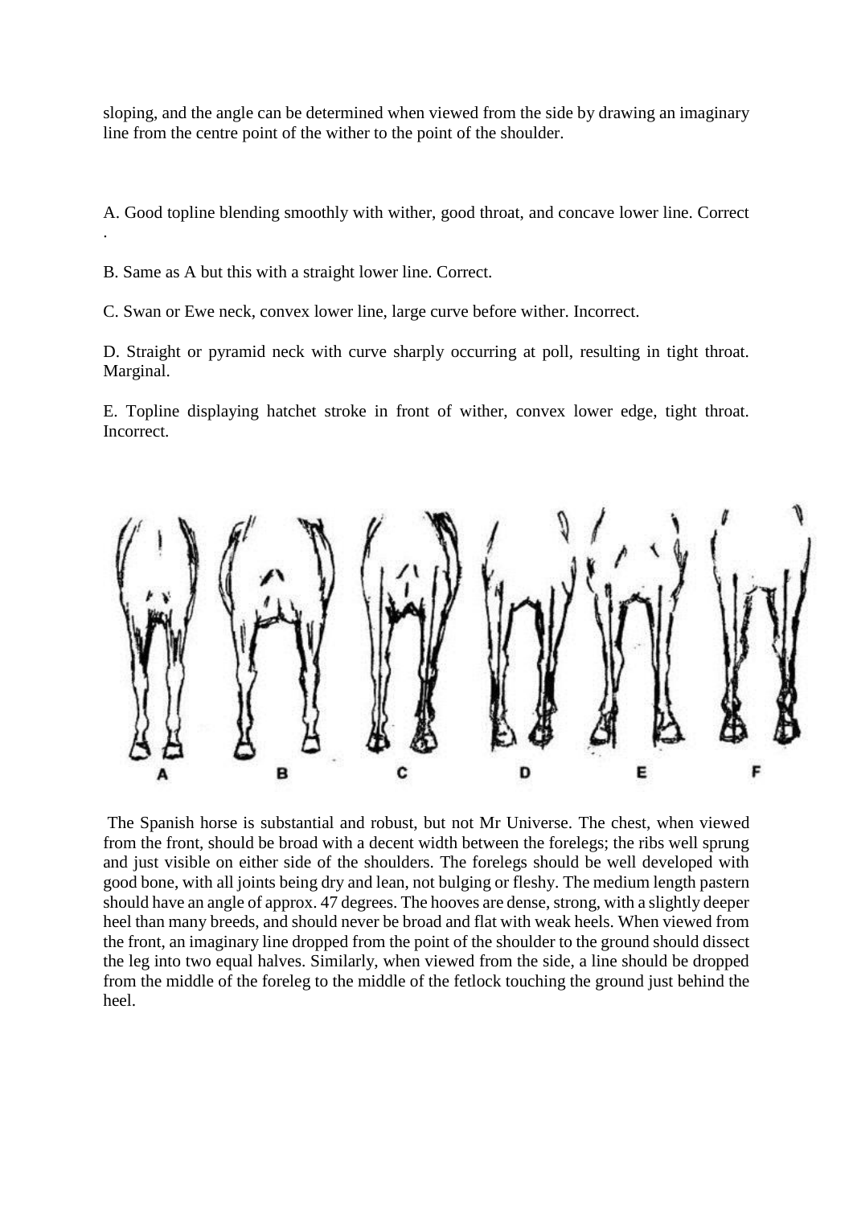sloping, and the angle can be determined when viewed from the side by drawing an imaginary line from the centre point of the wither to the point of the shoulder.

A. Good topline blending smoothly with wither, good throat, and concave lower line. Correct .

B. Same as A but this with a straight lower line. Correct.

C. Swan or Ewe neck, convex lower line, large curve before wither. Incorrect.

D. Straight or pyramid neck with curve sharply occurring at poll, resulting in tight throat. Marginal.

E. Topline displaying hatchet stroke in front of wither, convex lower edge, tight throat. Incorrect.

A B C D E F

The Spanish horse is substantial and robust, but not Mr Universe. The chest, when viewed from the front, should be broad with a decent width between the forelegs; the ribs well sprung and just visible on either side of the shoulders. The forelegs should be well developed with good bone, with all joints being dry and lean, not bulging or fleshy. The medium length pastern should have an angle of approx. 47 degrees. The hooves are dense, strong, with a slightly deeper heel than many breeds, and should never be broad and flat with weak heels. When viewed from the front, an imaginary line dropped from the point of the shoulder to the ground should dissect the leg into two equal halves. Similarly, when viewed from the side, a line should be dropped from the middle of the foreleg to the middle of the fetlock touching the ground just behind the heel.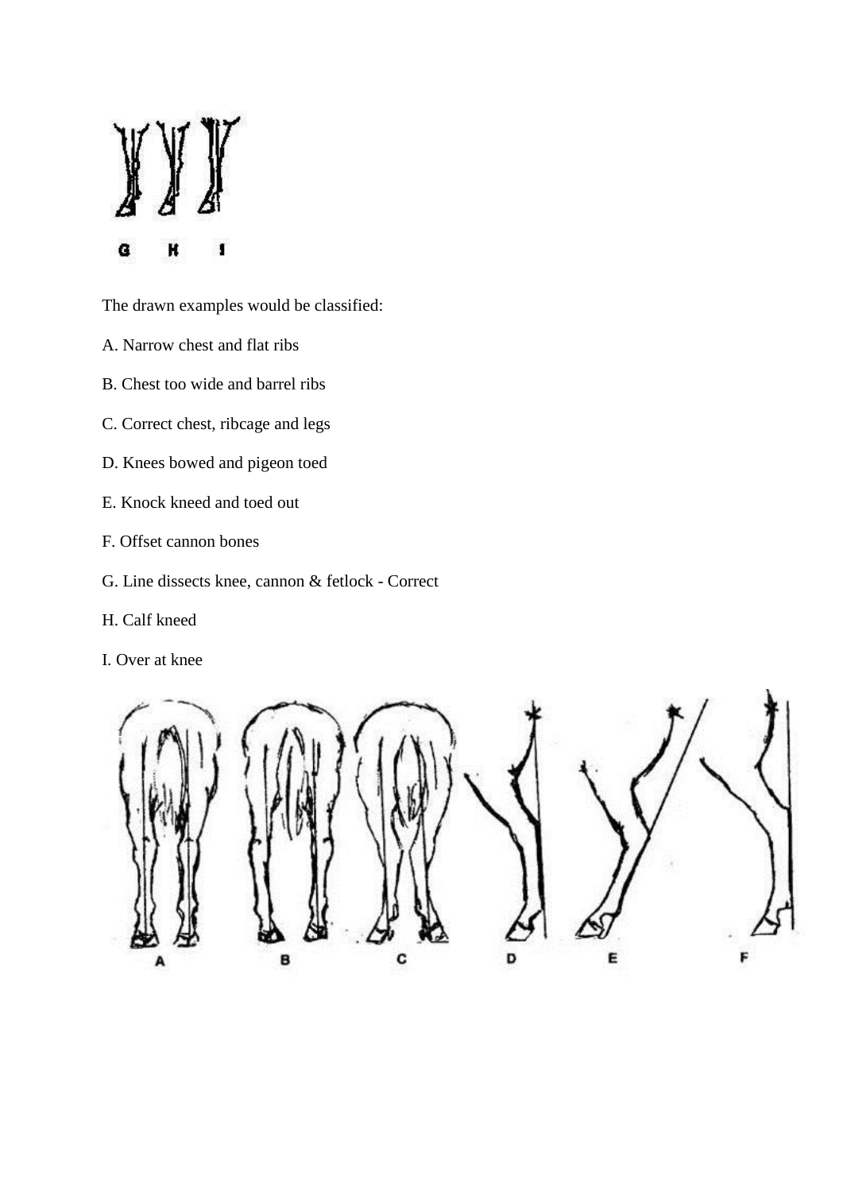The drawn examples would be classified:

A. Narrow chest and flat ribs

B. Chest too wide and barrel ribs

C. Correct chest, ribcage and legs

D. Knees bowed and pigeon toed

E. Knock kneed and toed out

F. Offset cannon bones

G. Line dissects knee, cannon & fetlock - Correct

H. Calf kneed

I. Over at knee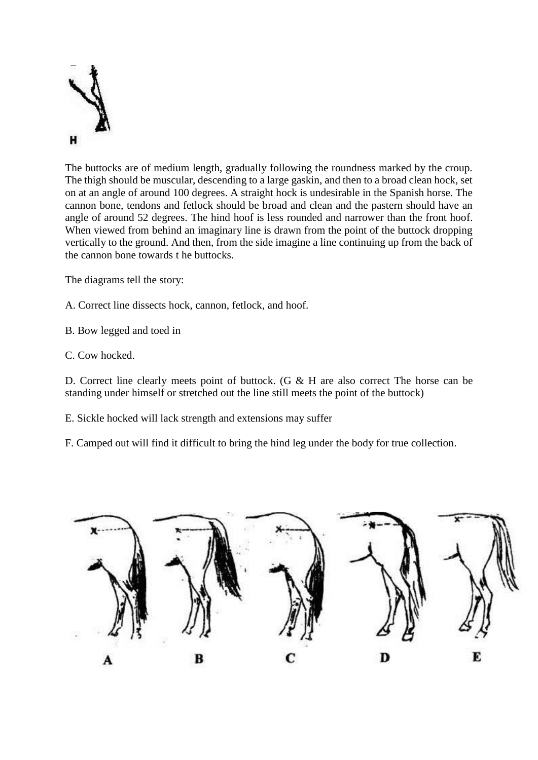H

The buttocks are of medium length, gradually following the roundness marked by the croup. The thigh should be muscular, descending to a large gaskin, and then to a broad clean hock, set on at an angle of around 100 degrees. A straight hock is undesirable in the Spanish horse. The cannon bone, tendons and fetlock should be broad and clean and the pastern should have an angle of around 52 degrees. The hind hoof is less rounded and narrower than the front hoof. When viewed from behind an imaginary line is drawn from the point of the buttock dropping vertically to the ground. And then, from the side imagine a line continuing up from the back of the cannon bone towards t he buttocks.

The diagrams tell the story:

A. Correct line dissects hock, cannon, fetlock, and hoof.

B. Bow legged and toed in

C. Cow hocked.

D. Correct line clearly meets point of buttock. (G & H are also correct The horse can be standing under himself or stretched out the line still meets the point of the buttock)

E. Sickle hocked will lack strength and extensions may suffer

F. Camped out will find it difficult to bring the hind leg under the body for true collection.

A B C D E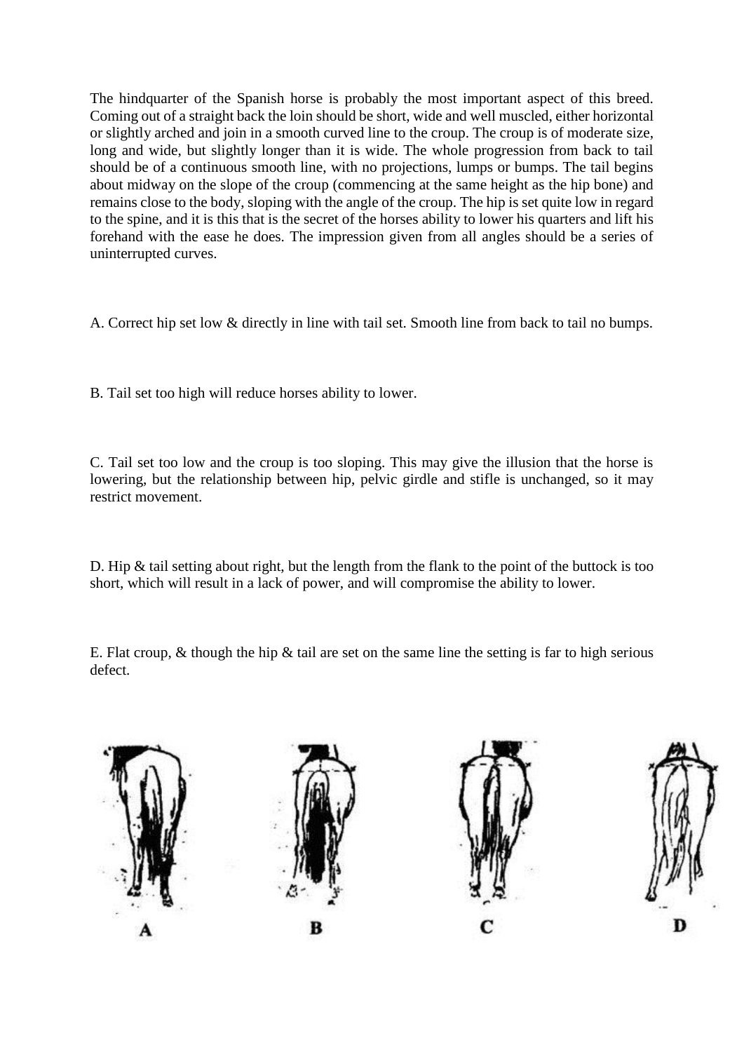The hindquarter of the Spanish horse is probably the most important aspect of this breed. Coming out of a straight back the loin should be short, wide and well muscled, either horizontal or slightly arched and join in a smooth curved line to the croup. The croup is of moderate size, long and wide, but slightly longer than it is wide. The whole progression from back to tail should be of a continuous smooth line, with no projections, lumps or bumps. The tail begins about midway on the slope of the croup (commencing at the same height as the hip bone) and remains close to the body, sloping with the angle of the croup. The hip is set quite low in regard to the spine, and it is this that is the secret of the horses ability to lower his quarters and lift his forehand with the ease he does. The impression given from all angles should be a series of uninterrupted curves.

A. Correct hip set low & directly in line with tail set. Smooth line from back to tail no bumps.

B. Tail set too high will reduce horses ability to lower.

C. Tail set too low and the croup is too sloping. This may give the illusion that the horse is lowering, but the relationship between hip, pelvic girdle and stifle is unchanged, so it may restrict movement.

D. Hip & tail setting about right, but the length from the flank to the point of the buttock is too short, which will result in a lack of power, and will compromise the ability to lower.

E. Flat croup, & though the hip & tail are set on the same line the setting is far to high serious defect.

A B C D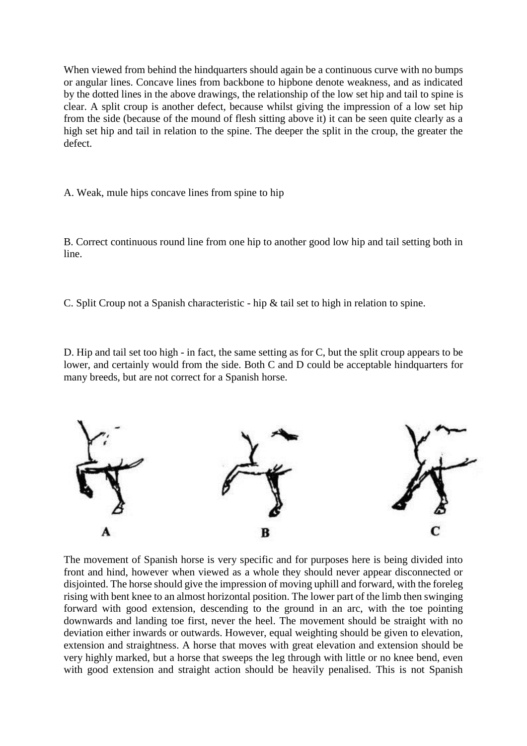When viewed from behind the hindquarters should again be a continuous curve with no bumps or angular lines. Concave lines from backbone to hipbone denote weakness, and as indicated by the dotted lines in the above drawings, the relationship of the low set hip and tail to spine is clear. A split croup is another defect, because whilst giving the impression of a low set hip from the side (because of the mound of flesh sitting above it) it can be seen quite clearly as a high set hip and tail in relation to the spine. The deeper the split in the croup, the greater the defect.

A. Weak, mule hips concave lines from spine to hip

B. Correct continuous round line from one hip to another good low hip and tail setting both in line.

C. Split Croup not a Spanish characteristic - hip & tail set to high in relation to spine.

D. Hip and tail set too high - in fact, the same setting as for C, but the split croup appears to be lower, and certainly would from the side. Both C and D could be acceptable hindquarters for many breeds, but are not correct for a Spanish horse.

A B C

The movement of Spanish horse is very specific and for purposes here is being divided into front and hind, however when viewed as a whole they should never appear disconnected or disjointed. The horse should give the impression of moving uphill and forward, with the foreleg rising with bent knee to an almost horizontal position. The lower part of the limb then swinging forward with good extension, descending to the ground in an arc, with the toe pointing downwards and landing toe first, never the heel. The movement should be straight with no deviation either inwards or outwards. However, equal weighting should be given to elevation, extension and straightness. A horse that moves with great elevation and extension should be very highly marked, but a horse that sweeps the leg through with little or no knee bend, even with good extension and straight action should be heavily penalised. This is not Spanish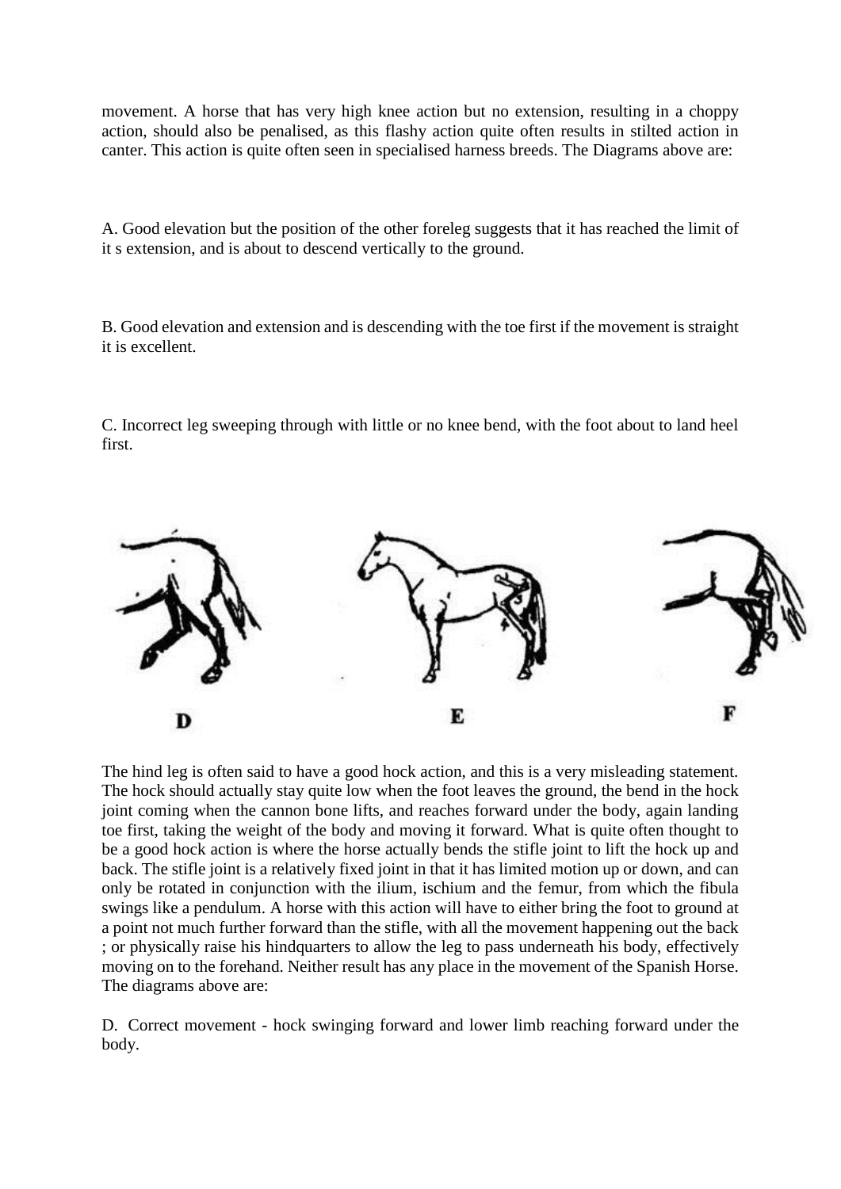movement. A horse that has very high knee action but no extension, resulting in a choppy action, should also be penalised, as this flashy action quite often results in stilted action in canter. This action is quite often seen in specialised harness breeds. The Diagrams above are:

A. Good elevation but the position of the other foreleg suggests that it has reached the limit of it s extension, and is about to descend vertically to the ground.

B. Good elevation and extension and is descending with the toe first if the movement is straight it is excellent.

C. Incorrect leg sweeping through with little or no knee bend, with the foot about to land heel first.

D E F

The hind leg is often said to have a good hock action, and this is a very misleading statement. The hock should actually stay quite low when the foot leaves the ground, the bend in the hock joint coming when the cannon bone lifts, and reaches forward under the body, again landing toe first, taking the weight of the body and moving it forward. What is quite often thought to be a good hock action is where the horse actually bends the stifle joint to lift the hock up and back. The stifle joint is a relatively fixed joint in that it has limited motion up or down, and can only be rotated in conjunction with the ilium, ischium and the femur, from which the fibula swings like a pendulum. A horse with this action will have to either bring the foot to ground at a point not much further forward than the stifle, with all the movement happening out the back ; or physically raise his hindquarters to allow the leg to pass underneath his body, effectively moving on to the forehand. Neither result has any place in the movement of the Spanish Horse. The diagrams above are:

D. Correct movement - hock swinging forward and lower limb reaching forward under the body.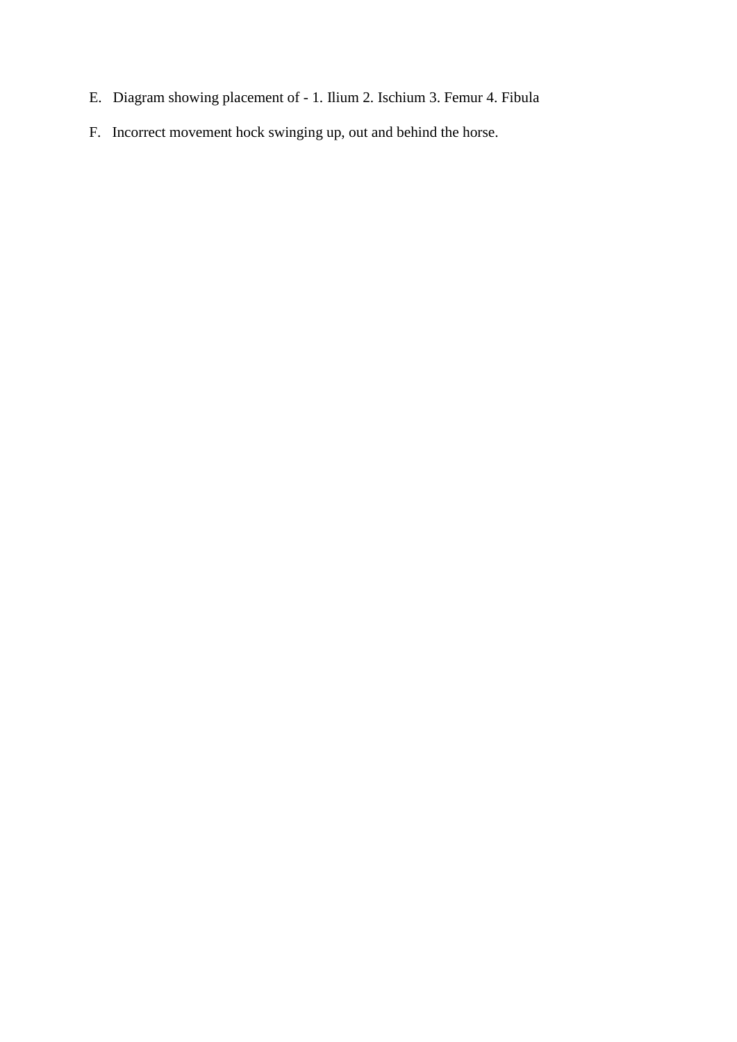E. Diagram showing placement of - 1. Ilium 2. Ischium 3. Femur 4. Fibula

F. Incorrect movement hock swinging up, out and behind the horse.